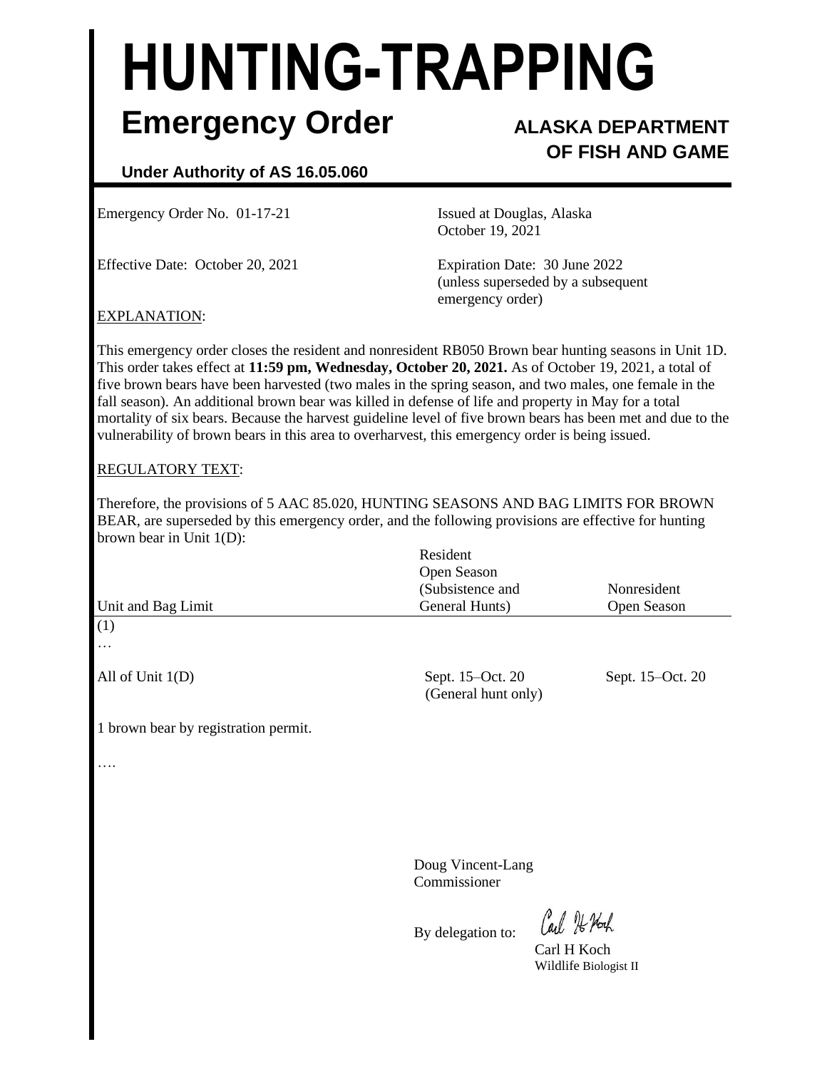# HUNTING-TRAPPING

## Emergency Order

**ALASKA DEPARTMENT OF FISH AND GAME**

**Under Authority of AS 16.05.060**

Emergency Order No. 01-17-21

Issued at Douglas, Alaska
October 19, 2021

Effective Date: October 20, 2021

Expiration Date: 30 June 2022
(unless superseded by a subsequent emergency order)

EXPLANATION:

This emergency order closes the resident and nonresident RB050 Brown bear hunting seasons in Unit 1D. This order takes effect at **11:59 pm, Wednesday, October 20, 2021.** As of October 19, 2021, a total of five brown bears have been harvested (two males in the spring season, and two males, one female in the fall season). An additional brown bear was killed in defense of life and property in May for a total mortality of six bears. Because the harvest guideline level of five brown bears has been met and due to the vulnerability of brown bears in this area to overharvest, this emergency order is being issued.

REGULATORY TEXT:

Therefore, the provisions of 5 AAC 85.020, HUNTING SEASONS AND BAG LIMITS FOR BROWN BEAR, are superseded by this emergency order, and the following provisions are effective for hunting brown bear in Unit 1(D):

| Unit and Bag Limit | Resident Open Season (Subsistence and General Hunts) | Nonresident Open Season |
|---|---|---|
| (1) | | |
| … | | |
| All of Unit 1(D) | Sept. 15–Oct. 20 (General hunt only) | Sept. 15–Oct. 20 |
| 1 brown bear by registration permit. | | |
| …. | | |

Doug Vincent-Lang
Commissioner

By delegation to: Carl H Koch

Carl H Koch
Wildlife Biologist II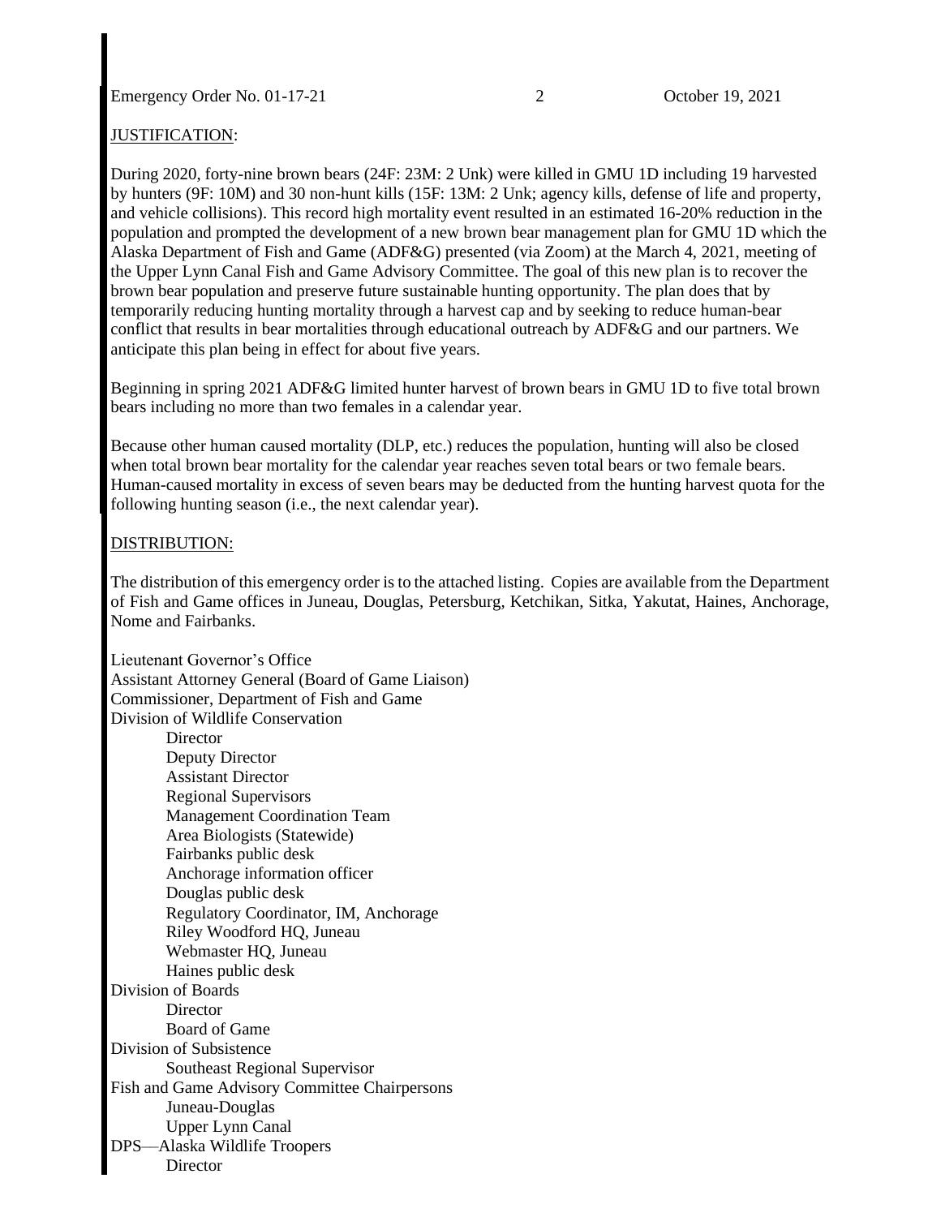JUSTIFICATION:

During 2020, forty-nine brown bears (24F: 23M: 2 Unk) were killed in GMU 1D including 19 harvested by hunters (9F: 10M) and 30 non-hunt kills (15F: 13M: 2 Unk; agency kills, defense of life and property, and vehicle collisions). This record high mortality event resulted in an estimated 16-20% reduction in the population and prompted the development of a new brown bear management plan for GMU 1D which the Alaska Department of Fish and Game (ADF&G) presented (via Zoom) at the March 4, 2021, meeting of the Upper Lynn Canal Fish and Game Advisory Committee. The goal of this new plan is to recover the brown bear population and preserve future sustainable hunting opportunity. The plan does that by temporarily reducing hunting mortality through a harvest cap and by seeking to reduce human-bear conflict that results in bear mortalities through educational outreach by ADF&G and our partners. We anticipate this plan being in effect for about five years.

Beginning in spring 2021 ADF&G limited hunter harvest of brown bears in GMU 1D to five total brown bears including no more than two females in a calendar year.

Because other human caused mortality (DLP, etc.) reduces the population, hunting will also be closed when total brown bear mortality for the calendar year reaches seven total bears or two female bears. Human-caused mortality in excess of seven bears may be deducted from the hunting harvest quota for the following hunting season (i.e., the next calendar year).

DISTRIBUTION:

The distribution of this emergency order is to the attached listing. Copies are available from the Department of Fish and Game offices in Juneau, Douglas, Petersburg, Ketchikan, Sitka, Yakutat, Haines, Anchorage, Nome and Fairbanks.

Lieutenant Governor's Office
Assistant Attorney General (Board of Game Liaison)
Commissioner, Department of Fish and Game
Division of Wildlife Conservation
- Director
- Deputy Director
- Assistant Director
- Regional Supervisors
- Management Coordination Team
- Area Biologists (Statewide)
- Fairbanks public desk
- Anchorage information officer
- Douglas public desk
- Regulatory Coordinator, IM, Anchorage
- Riley Woodford HQ, Juneau
- Webmaster HQ, Juneau
- Haines public desk

Division of Boards
- Director
- Board of Game

Division of Subsistence
- Southeast Regional Supervisor

Fish and Game Advisory Committee Chairpersons
- Juneau-Douglas
- Upper Lynn Canal

DPS—Alaska Wildlife Troopers
- Director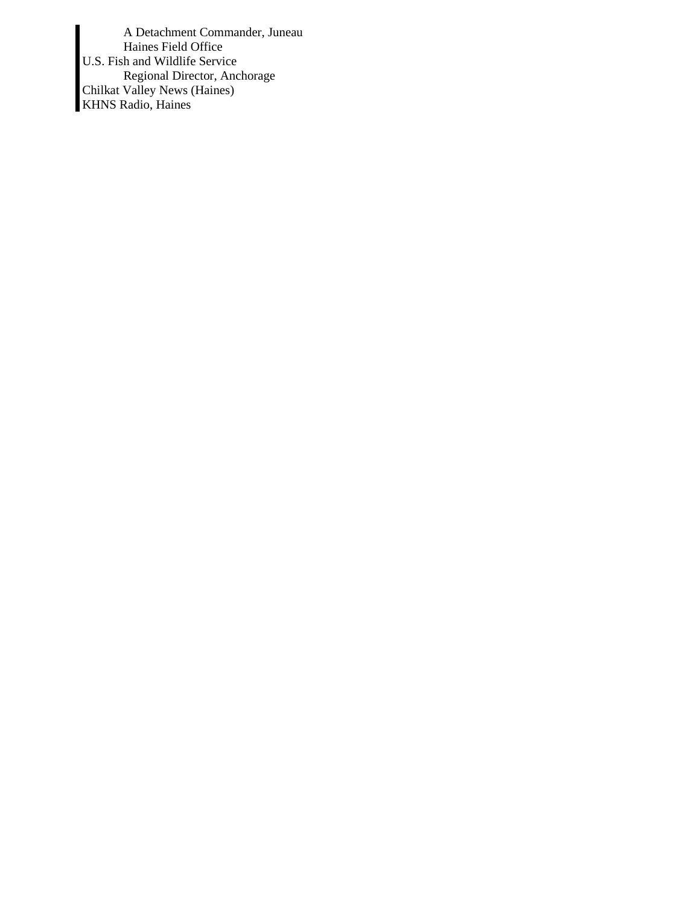A Detachment Commander, Juneau
Haines Field Office
U.S. Fish and Wildlife Service
Regional Director, Anchorage
Chilkat Valley News (Haines)
KHNS Radio, Haines